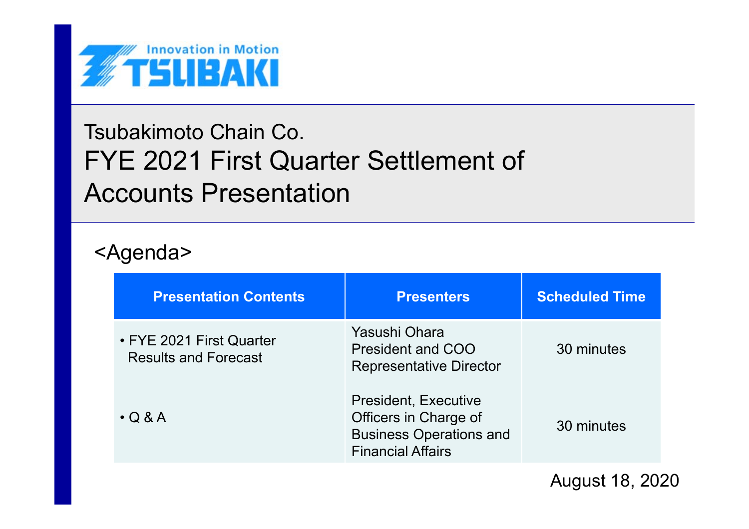Innovation in Motion
TSUBAKI

# Tsubakimoto Chain Co.
# FYE 2021 First Quarter Settlement of Accounts Presentation

<Agenda>

| Presentation Contents | Presenters | Scheduled Time |
|---|---|---|
| • FYE 2021 First Quarter Results and Forecast | Yasushi Ohara<br>President and COO<br>Representative Director | 30 minutes |
| • Q & A | President, Executive Officers in Charge of Business Operations and Financial Affairs | 30 minutes |

August 18, 2020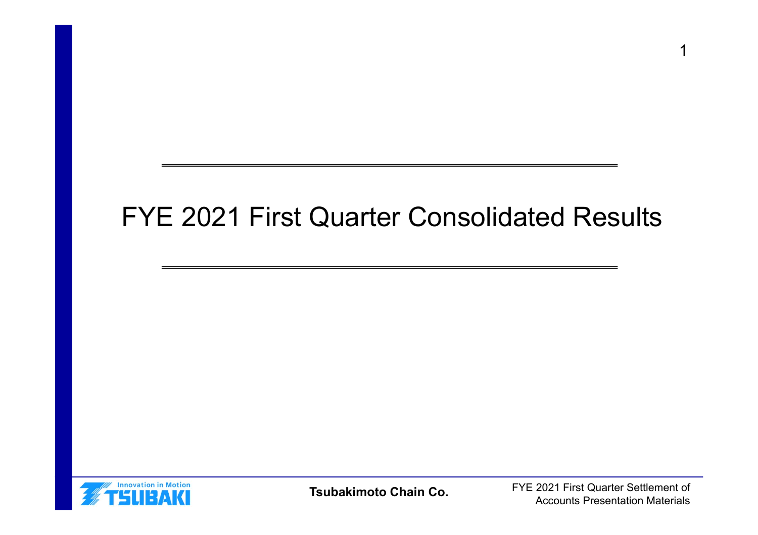# FYE 2021 First Quarter Consolidated Results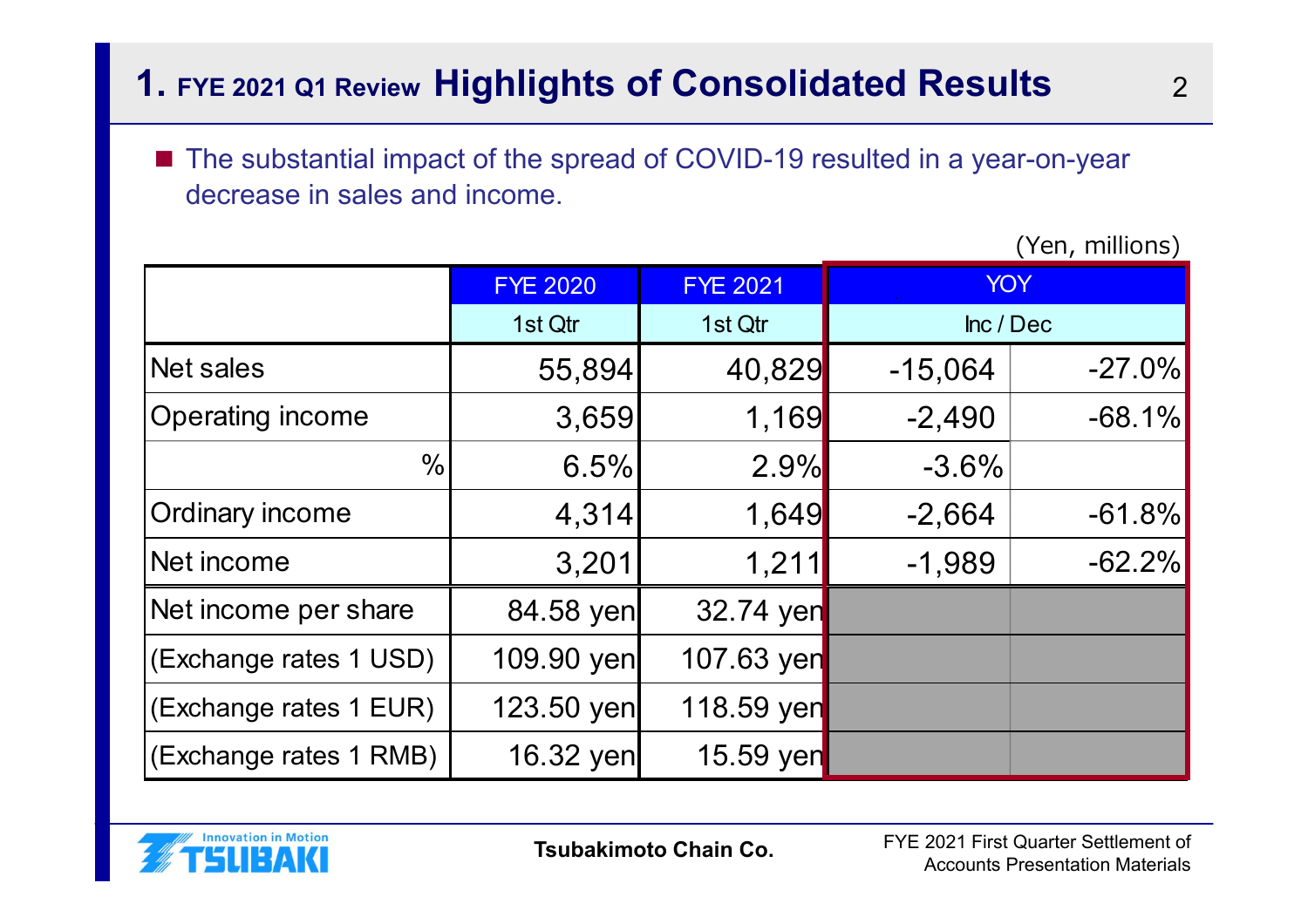# 1. FYE 2021 Q1 Review Highlights of Consolidated Results

- The substantial impact of the spread of COVID-19 resulted in a year-on-year decrease in sales and income.

(Yen, millions)

| | FYE 2020 | FYE 2021 | YOY | |
|---|---|---|---|---|
| | 1st Qtr | 1st Qtr | Inc / Dec | |
| Net sales | 55,894 | 40,829 | -15,064 | -27.0% |
| Operating income | 3,659 | 1,169 | -2,490 | -68.1% |
| % | 6.5% | 2.9% | -3.6% | |
| Ordinary income | 4,314 | 1,649 | -2,664 | -61.8% |
| Net income | 3,201 | 1,211 | -1,989 | -62.2% |
| Net income per share | 84.58 yen | 32.74 yen | | |
| (Exchange rates 1 USD) | 109.90 yen | 107.63 yen | | |
| (Exchange rates 1 EUR) | 123.50 yen | 118.59 yen | | |
| (Exchange rates 1 RMB) | 16.32 yen | 15.59 yen | | |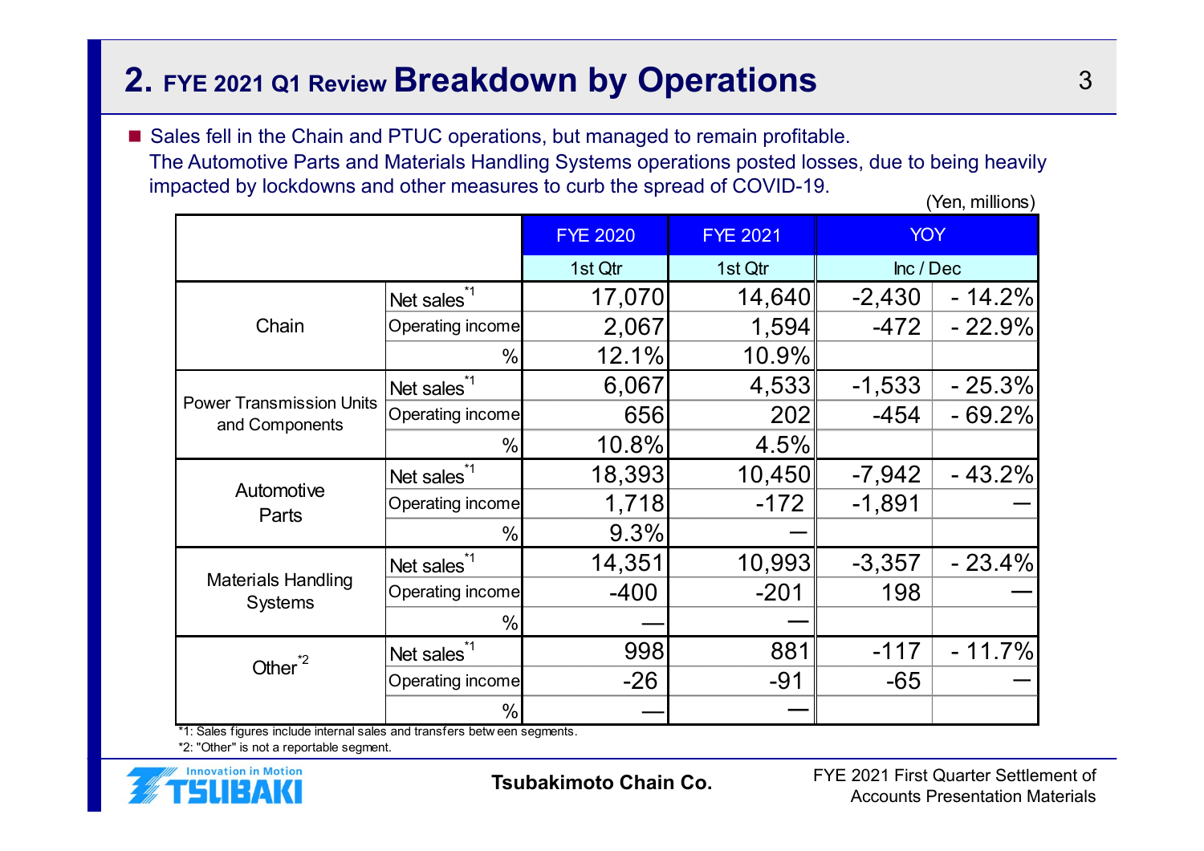## 2. FYE 2021 Q1 Review Breakdown by Operations

- Sales fell in the Chain and PTUC operations, but managed to remain profitable.
  The Automotive Parts and Materials Handling Systems operations posted losses, due to being heavily impacted by lockdowns and other measures to curb the spread of COVID-19.

(Yen, millions)

| | | FYE 2020 | FYE 2021 | YOY | |
|---|---|---|---|---|---|
| | | 1st Qtr | 1st Qtr | Inc / Dec | |
| Chain | Net sales[*1] | 17,070 | 14,640 | -2,430 | - 14.2% |
| | Operating income | 2,067 | 1,594 | -472 | - 22.9% |
| | % | 12.1% | 10.9% | | |
| Power Transmission Units and Components | Net sales[*1] | 6,067 | 4,533 | -1,533 | - 25.3% |
| | Operating income | 656 | 202 | -454 | - 69.2% |
| | % | 10.8% | 4.5% | | |
| Automotive Parts | Net sales[*1] | 18,393 | 10,450 | -7,942 | - 43.2% |
| | Operating income | 1,718 | -172 | -1,891 | — |
| | % | 9.3% | — | | |
| Materials Handling Systems | Net sales[*1] | 14,351 | 10,993 | -3,357 | - 23.4% |
| | Operating income | -400 | -201 | 198 | — |
| | % | — | — | | |
| Other[*2] | Net sales[*1] | 998 | 881 | -117 | - 11.7% |
| | Operating income | -26 | -91 | -65 | — |
| | % | — | — | | |

*1: Sales figures include internal sales and transfers between segments.
*2: "Other" is not a reportable segment.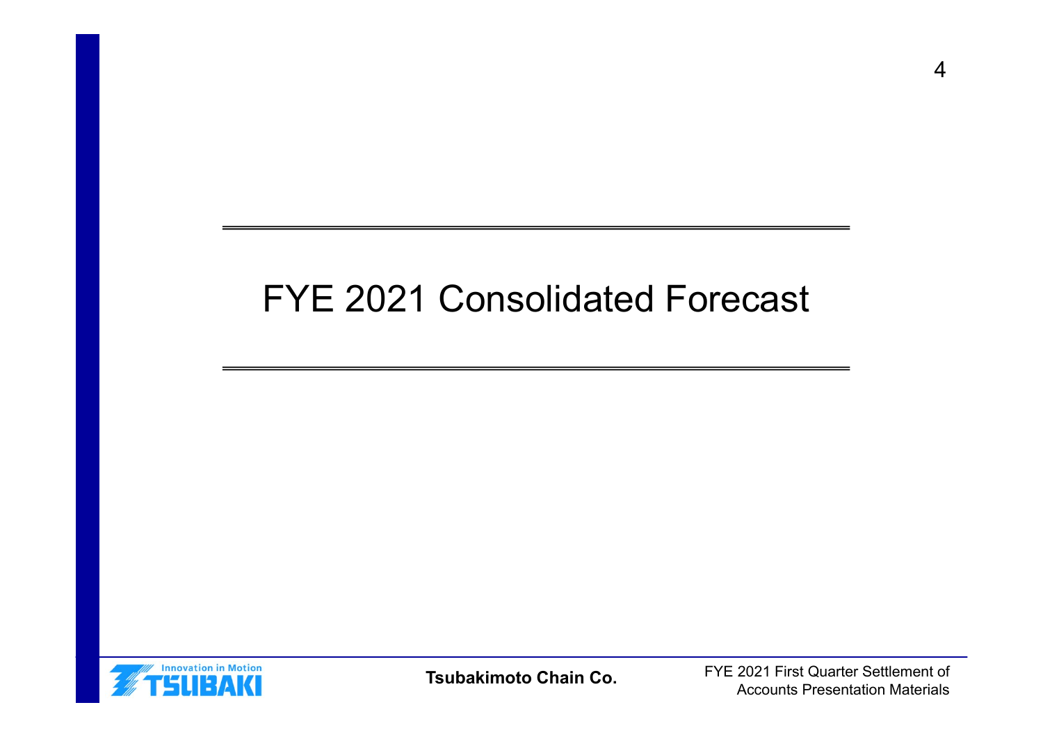# FYE 2021 Consolidated Forecast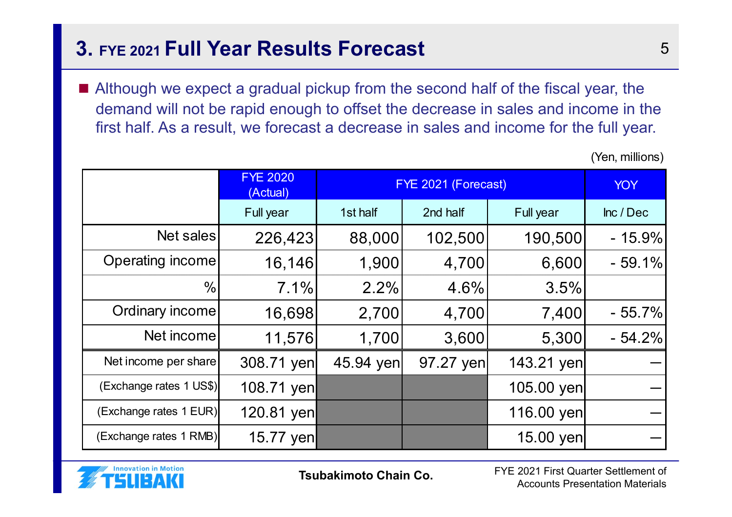# 3. FYE 2021 Full Year Results Forecast

- Although we expect a gradual pickup from the second half of the fiscal year, the demand will not be rapid enough to offset the decrease in sales and income in the first half. As a result, we forecast a decrease in sales and income for the full year.

(Yen, millions)

| | FYE 2020 (Actual) | FYE 2021 (Forecast) | | | YOY |
|---|---|---|---|---|---|
| | Full year | 1st half | 2nd half | Full year | Inc / Dec |
| Net sales | 226,423 | 88,000 | 102,500 | 190,500 | - 15.9% |
| Operating income | 16,146 | 1,900 | 4,700 | 6,600 | - 59.1% |
| % | 7.1% | 2.2% | 4.6% | 3.5% | |
| Ordinary income | 16,698 | 2,700 | 4,700 | 7,400 | - 55.7% |
| Net income | 11,576 | 1,700 | 3,600 | 5,300 | - 54.2% |
| Net income per share | 308.71 yen | 45.94 yen | 97.27 yen | 143.21 yen | — |
| (Exchange rates 1 US$) | 108.71 yen | | | 105.00 yen | — |
| (Exchange rates 1 EUR) | 120.81 yen | | | 116.00 yen | — |
| (Exchange rates 1 RMB) | 15.77 yen | | | 15.00 yen | — |

Tsubakimoto Chain Co.

FYE 2021 First Quarter Settlement of Accounts Presentation Materials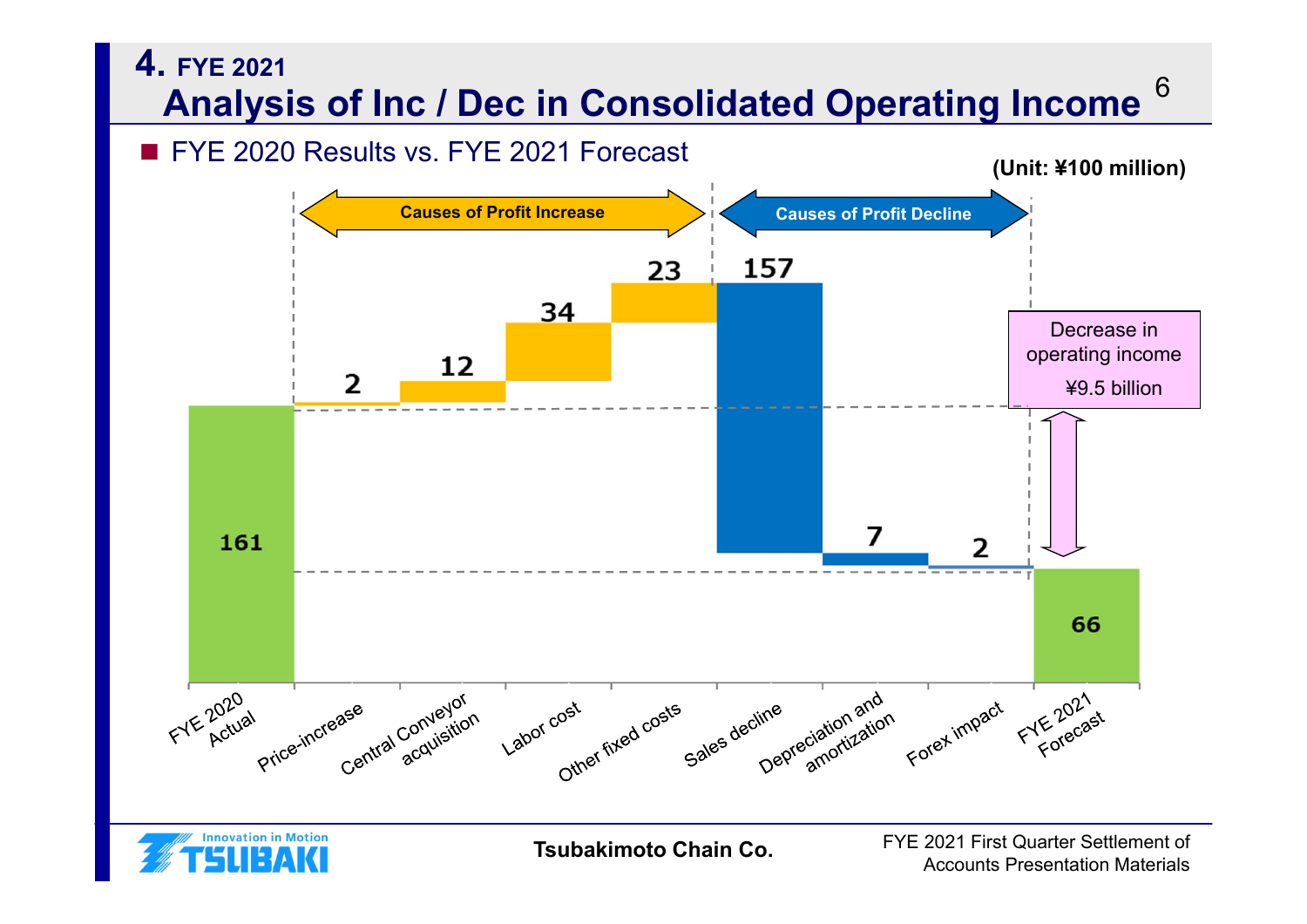# 4. FYE 2021
## Analysis of Inc / Dec in Consolidated Operating Income

■ FYE 2020 Results vs. FYE 2021 Forecast

(Unit: ¥100 million)

Causes of Profit Increase | Causes of Profit Decline

| Item | Value |
|---|---|
| FYE 2020 Actual | 161 |
| Price-increase | 2 |
| Central Conveyor acquisition | 12 |
| Labor cost | 34 |
| Other fixed costs | 23 |
| Sales decline | 157 |
| Depreciation and amortization | 7 |
| Forex impact | 2 |
| FYE 2021 Forecast | 66 |

Decrease in operating income ¥9.5 billion

Tsubakimoto Chain Co.

FYE 2021 First Quarter Settlement of Accounts Presentation Materials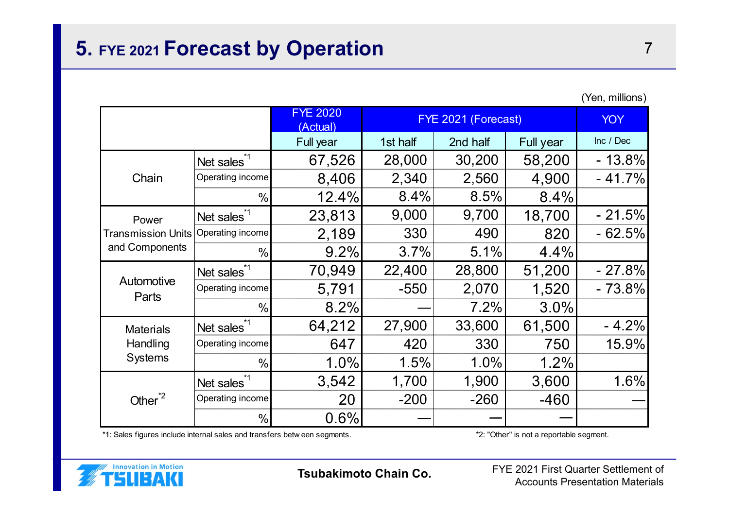# 5. FYE 2021 Forecast by Operation

(Yen, millions)

| | | FYE 2020 (Actual) | FYE 2021 (Forecast) | | | YOY |
|---|---|---|---|---|---|---|
| | | Full year | 1st half | 2nd half | Full year | Inc / Dec |
| Chain | Net sales[*1] | 67,526 | 28,000 | 30,200 | 58,200 | - 13.8% |
| | Operating income | 8,406 | 2,340 | 2,560 | 4,900 | - 41.7% |
| | % | 12.4% | 8.4% | 8.5% | 8.4% | |
| Power Transmission Units and Components | Net sales[*1] | 23,813 | 9,000 | 9,700 | 18,700 | - 21.5% |
| | Operating income | 2,189 | 330 | 490 | 820 | - 62.5% |
| | % | 9.2% | 3.7% | 5.1% | 4.4% | |
| Automotive Parts | Net sales[*1] | 70,949 | 22,400 | 28,800 | 51,200 | - 27.8% |
| | Operating income | 5,791 | -550 | 2,070 | 1,520 | - 73.8% |
| | % | 8.2% | — | 7.2% | 3.0% | |
| Materials Handling Systems | Net sales[*1] | 64,212 | 27,900 | 33,600 | 61,500 | - 4.2% |
| | Operating income | 647 | 420 | 330 | 750 | 15.9% |
| | % | 1.0% | 1.5% | 1.0% | 1.2% | |
| Other[*2] | Net sales[*1] | 3,542 | 1,700 | 1,900 | 3,600 | 1.6% |
| | Operating income | 20 | -200 | -260 | -460 | — |
| | % | 0.6% | — | — | — | |

*1: Sales figures include internal sales and transfers between segments.

*2: "Other" is not a reportable segment.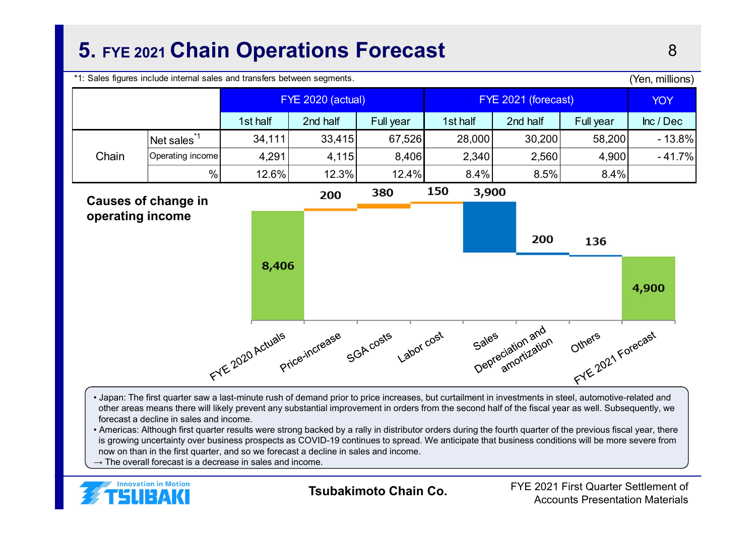# 5. FYE 2021 Chain Operations Forecast

*1: Sales figures include internal sales and transfers between segments.

(Yen, millions)

| | | FYE 2020 (actual) | | | FYE 2021 (forecast) | | | YOY |
|---|---|---|---|---|---|---|---|---|
| | | 1st half | 2nd half | Full year | 1st half | 2nd half | Full year | Inc / Dec |
| Chain | Net sales[*1] | 34,111 | 33,415 | 67,526 | 28,000 | 30,200 | 58,200 | - 13.8% |
| | Operating income | 4,291 | 4,115 | 8,406 | 2,340 | 2,560 | 4,900 | - 41.7% |
| | % | 12.6% | 12.3% | 12.4% | 8.4% | 8.5% | 8.4% | |

**Causes of change in operating income**

| Item | Value |
|---|---|
| FYE 2020 Actuals | 8,406 |
| Price-increase | 200 |
| SGA costs | 380 |
| Labor cost | 150 |
| Sales | 3,900 |
| Depreciation and amortization | 200 |
| Others | 136 |
| FYE 2021 Forecast | 4,900 |

- Japan: The first quarter saw a last-minute rush of demand prior to price increases, but curtailment in investments in steel, automotive-related and other areas means there will likely prevent any substantial improvement in orders from the second half of the fiscal year as well. Subsequently, we forecast a decline in sales and income.
- Americas: Although first quarter results were strong backed by a rally in distributor orders during the fourth quarter of the previous fiscal year, there is growing uncertainty over business prospects as COVID-19 continues to spread. We anticipate that business conditions will be more severe from now on than in the first quarter, and so we forecast a decline in sales and income.

→ The overall forecast is a decrease in sales and income.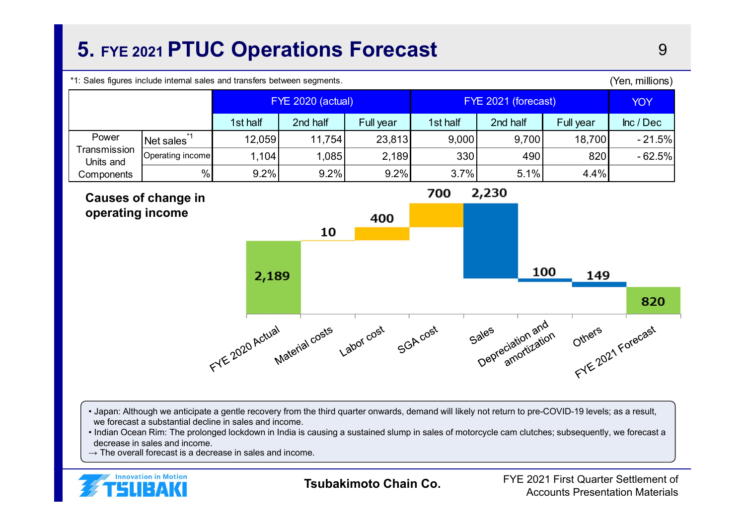# 5. FYE 2021 PTUC Operations Forecast

*1: Sales figures include internal sales and transfers between segments.

(Yen, millions)

| | | FYE 2020 (actual) | | | FYE 2021 (forecast) | | | YOY |
|---|---|---|---|---|---|---|---|---|
| | | 1st half | 2nd half | Full year | 1st half | 2nd half | Full year | Inc / Dec |
| Power Transmission Units and Components | Net sales[*1] | 12,059 | 11,754 | 23,813 | 9,000 | 9,700 | 18,700 | - 21.5% |
| | Operating income | 1,104 | 1,085 | 2,189 | 330 | 490 | 820 | - 62.5% |
| | % | 9.2% | 9.2% | 9.2% | 3.7% | 5.1% | 4.4% | |

**Causes of change in operating income**

| Item | Value |
|---|---|
| FYE 2020 Actual | 2,189 |
| Material costs | 10 |
| Labor cost | 400 |
| SGA cost | 700 |
| Sales | 2,230 |
| Depreciation and amortization | 100 |
| Others | 149 |
| FYE 2021 Forecast | 820 |

- Japan: Although we anticipate a gentle recovery from the third quarter onwards, demand will likely not return to pre-COVID-19 levels; as a result, we forecast a substantial decline in sales and income.
- Indian Ocean Rim: The prolonged lockdown in India is causing a sustained slump in sales of motorcycle cam clutches; subsequently, we forecast a decrease in sales and income.

→ The overall forecast is a decrease in sales and income.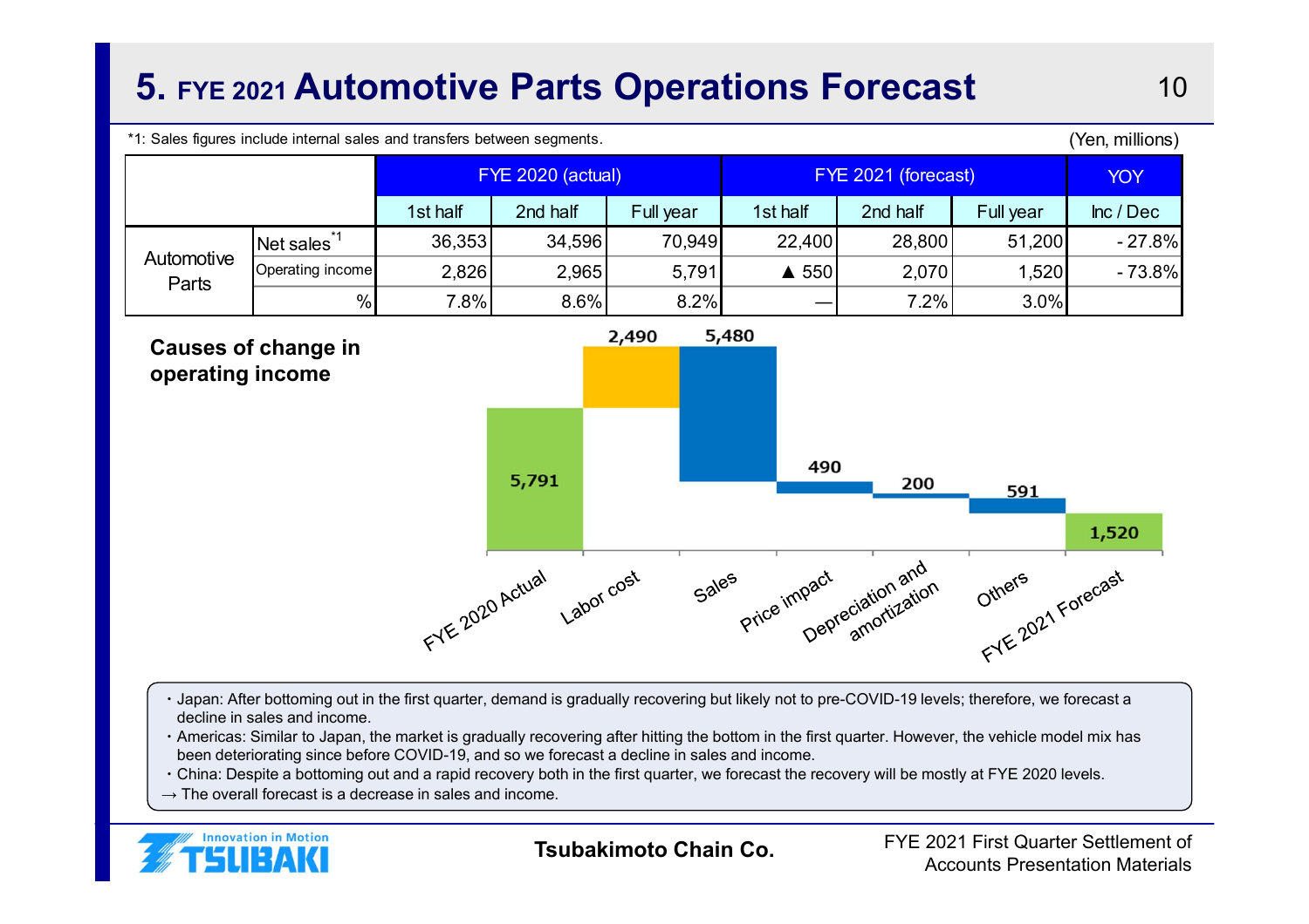# 5. FYE 2021 Automotive Parts Operations Forecast

*1: Sales figures include internal sales and transfers between segments.

(Yen, millions)

| | | FYE 2020 (actual) | | | FYE 2021 (forecast) | | | YOY |
|---|---|---|---|---|---|---|---|---|
| | | 1st half | 2nd half | Full year | 1st half | 2nd half | Full year | Inc / Dec |
| Automotive Parts | Net sales[*1] | 36,353 | 34,596 | 70,949 | 22,400 | 28,800 | 51,200 | - 27.8% |
| | Operating income | 2,826 | 2,965 | 5,791 | ▲ 550 | 2,070 | 1,520 | - 73.8% |
| | % | 7.8% | 8.6% | 8.2% | — | 7.2% | 3.0% | |

**Causes of change in operating income**

| Item | Value |
|---|---|
| FYE 2020 Actual | 5,791 |
| Labor cost | 2,490 |
| Sales | 5,480 |
| Price impact | 490 |
| Depreciation and amortization | 200 |
| Others | 591 |
| FYE 2021 Forecast | 1,520 |

- Japan: After bottoming out in the first quarter, demand is gradually recovering but likely not to pre-COVID-19 levels; therefore, we forecast a decline in sales and income.
- Americas: Similar to Japan, the market is gradually recovering after hitting the bottom in the first quarter. However, the vehicle model mix has been deteriorating since before COVID-19, and so we forecast a decline in sales and income.
- China: Despite a bottoming out and a rapid recovery both in the first quarter, we forecast the recovery will be mostly at FYE 2020 levels.

→ The overall forecast is a decrease in sales and income.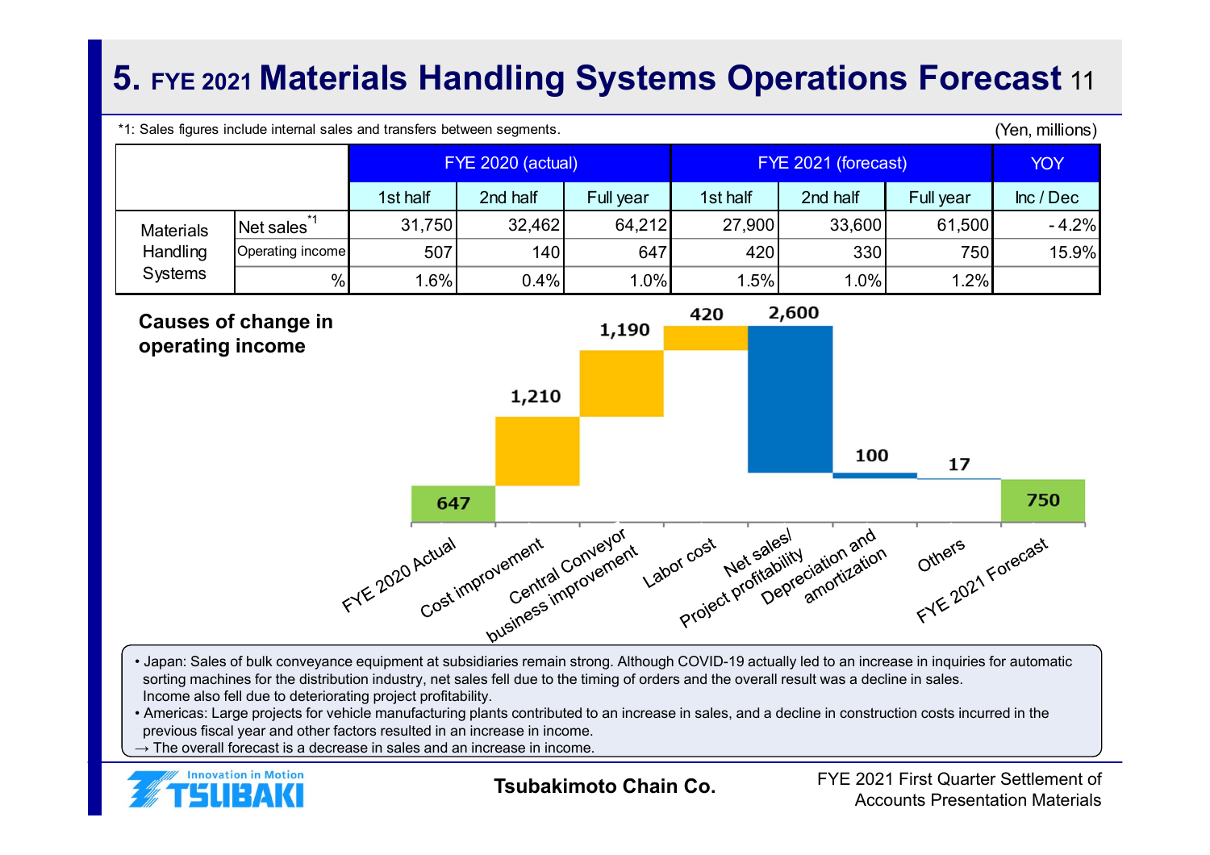# 5. FYE 2021 Materials Handling Systems Operations Forecast

*1: Sales figures include internal sales and transfers between segments.

(Yen, millions)

| | | FYE 2020 (actual) | | | FYE 2021 (forecast) | | | YOY |
|---|---|---|---|---|---|---|---|---|
| | | 1st half | 2nd half | Full year | 1st half | 2nd half | Full year | Inc / Dec |
| Materials Handling Systems | Net sales[*1] | 31,750 | 32,462 | 64,212 | 27,900 | 33,600 | 61,500 | - 4.2% |
| | Operating income | 507 | 140 | 647 | 420 | 330 | 750 | 15.9% |
| | % | 1.6% | 0.4% | 1.0% | 1.5% | 1.0% | 1.2% | |

**Causes of change in operating income**

| Item | Amount |
|---|---|
| FYE 2020 Actual | 647 |
| Cost improvement | 1,210 |
| Central Conveyor business improvement | 1,190 |
| Labor cost | 420 |
| Net sales/ Project profitability | 2,600 |
| Depreciation and amortization | 100 |
| Others | 17 |
| FYE 2021 Forecast | 750 |

- Japan: Sales of bulk conveyance equipment at subsidiaries remain strong. Although COVID-19 actually led to an increase in inquiries for automatic sorting machines for the distribution industry, net sales fell due to the timing of orders and the overall result was a decline in sales. Income also fell due to deteriorating project profitability.
- Americas: Large projects for vehicle manufacturing plants contributed to an increase in sales, and a decline in construction costs incurred in the previous fiscal year and other factors resulted in an increase in income.

→ The overall forecast is a decrease in sales and an increase in income.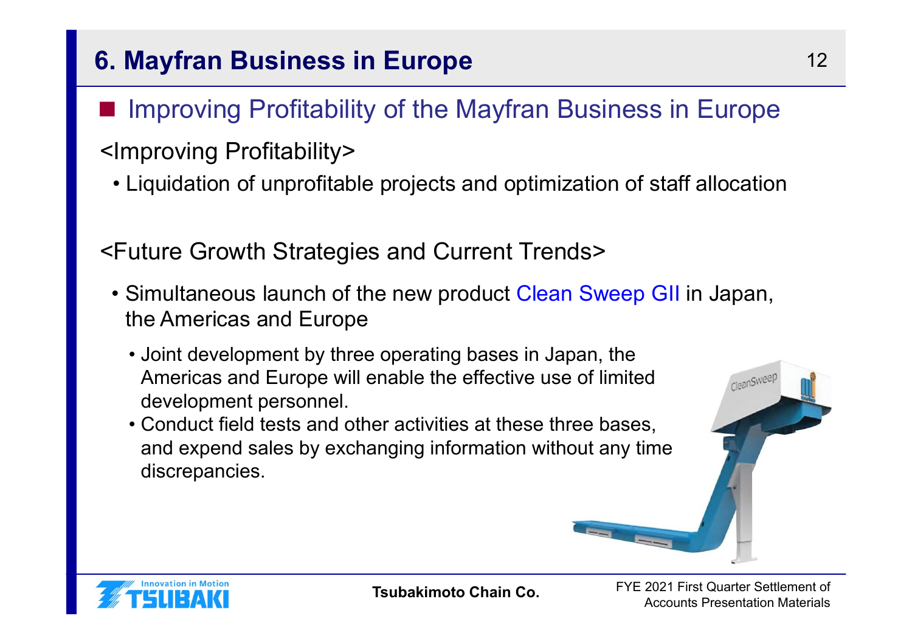# 6. Mayfran Business in Europe

## Improving Profitability of the Mayfran Business in Europe

<Improving Profitability>

- Liquidation of unprofitable projects and optimization of staff allocation

<Future Growth Strategies and Current Trends>

- Simultaneous launch of the new product Clean Sweep GII in Japan, the Americas and Europe
  - Joint development by three operating bases in Japan, the Americas and Europe will enable the effective use of limited development personnel.
  - Conduct field tests and other activities at these three bases, and expend sales by exchanging information without any time discrepancies.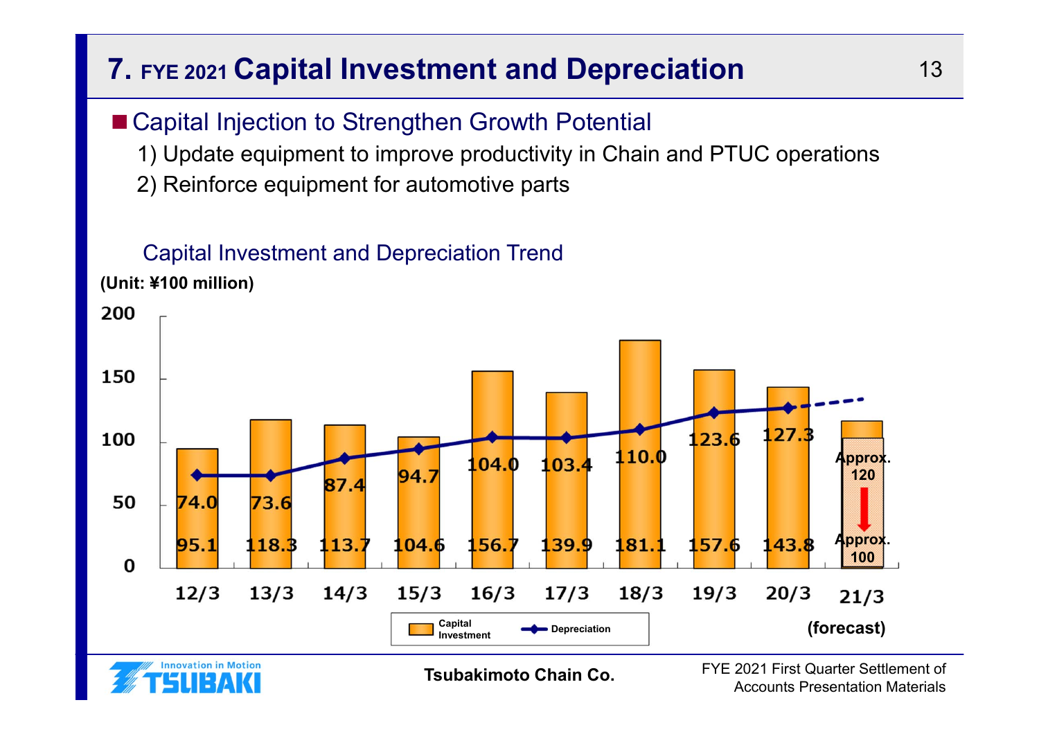# 7. FYE 2021 Capital Investment and Depreciation

■ Capital Injection to Strengthen Growth Potential

1) Update equipment to improve productivity in Chain and PTUC operations

2) Reinforce equipment for automotive parts

### Capital Investment and Depreciation Trend

(Unit: ¥100 million)

| | 12/3 | 13/3 | 14/3 | 15/3 | 16/3 | 17/3 | 18/3 | 19/3 | 20/3 | 21/3 (forecast) |
|---|---|---|---|---|---|---|---|---|---|---|
| Capital Investment | 95.1 | 118.3 | 113.7 | 104.6 | 156.7 | 139.9 | 181.1 | 157.6 | 143.8 | Approx. 120 → Approx. 100 |
| Depreciation | 74.0 | 73.6 | 87.4 | 94.7 | 104.0 | 103.4 | 110.0 | 123.6 | 127.3 | |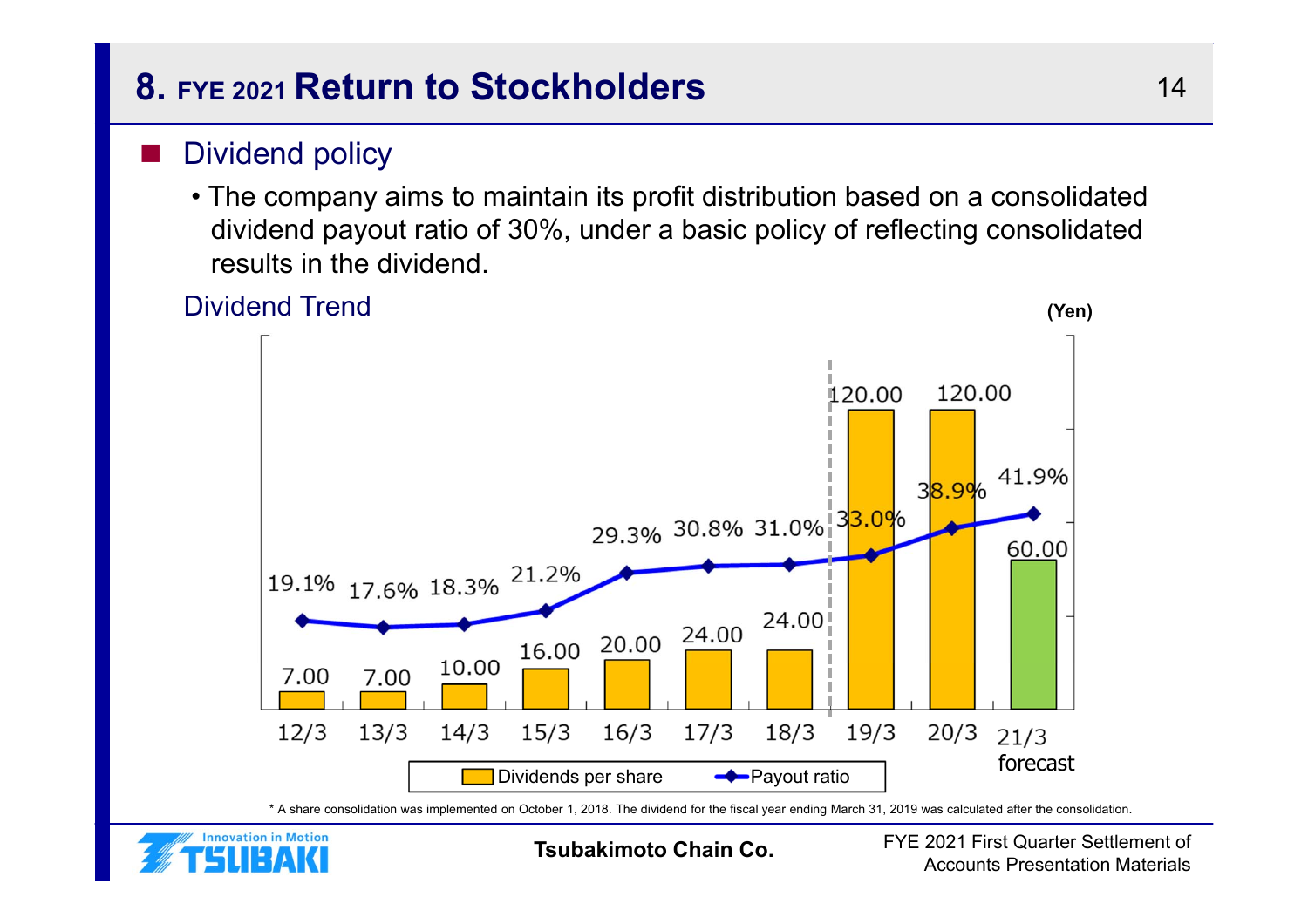# 8. FYE 2021 Return to Stockholders

## Dividend policy

- The company aims to maintain its profit distribution based on a consolidated dividend payout ratio of 30%, under a basic policy of reflecting consolidated results in the dividend.

### Dividend Trend

(Yen)

| Fiscal year | Dividends per share | Payout ratio |
|---|---|---|
| 12/3 | 7.00 | 19.1% |
| 13/3 | 7.00 | 17.6% |
| 14/3 | 10.00 | 18.3% |
| 15/3 | 16.00 | 21.2% |
| 16/3 | 20.00 | 29.3% |
| 17/3 | 24.00 | 30.8% |
| 18/3 | 24.00 | 31.0% |
| 19/3 | 120.00 | 33.0% |
| 20/3 | 120.00 | 38.9% |
| 21/3 forecast | 60.00 | 41.9% |

\* A share consolidation was implemented on October 1, 2018. The dividend for the fiscal year ending March 31, 2019 was calculated after the consolidation.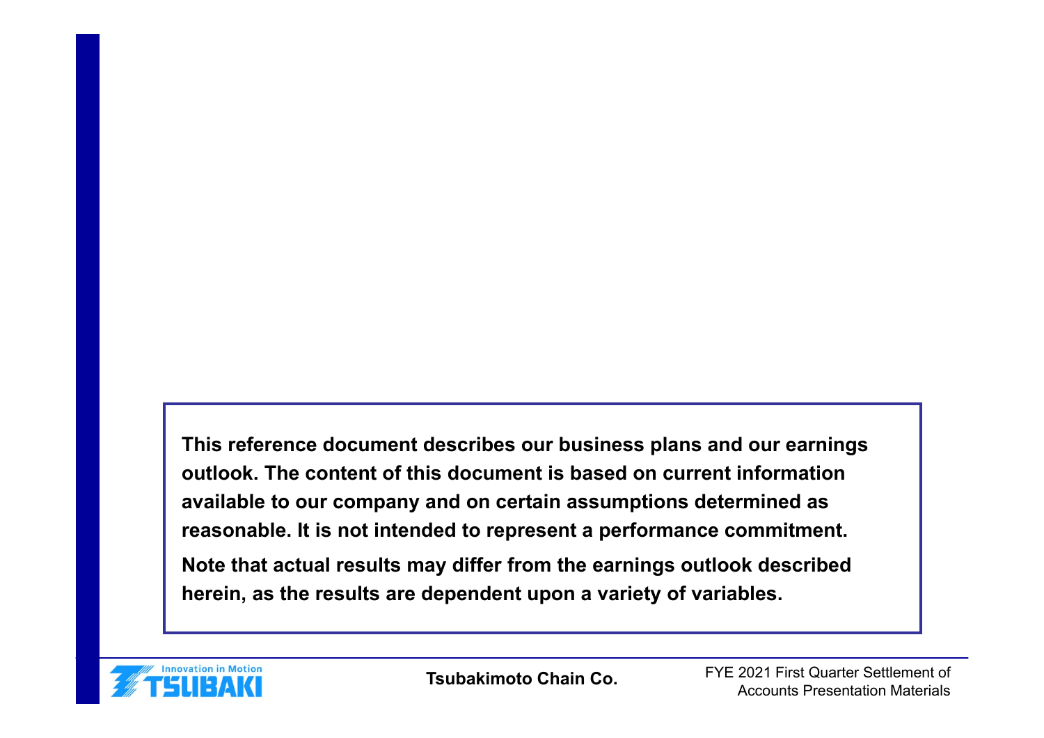**This reference document describes our business plans and our earnings outlook. The content of this document is based on current information available to our company and on certain assumptions determined as reasonable. It is not intended to represent a performance commitment.**

**Note that actual results may differ from the earnings outlook described herein, as the results are dependent upon a variety of variables.**